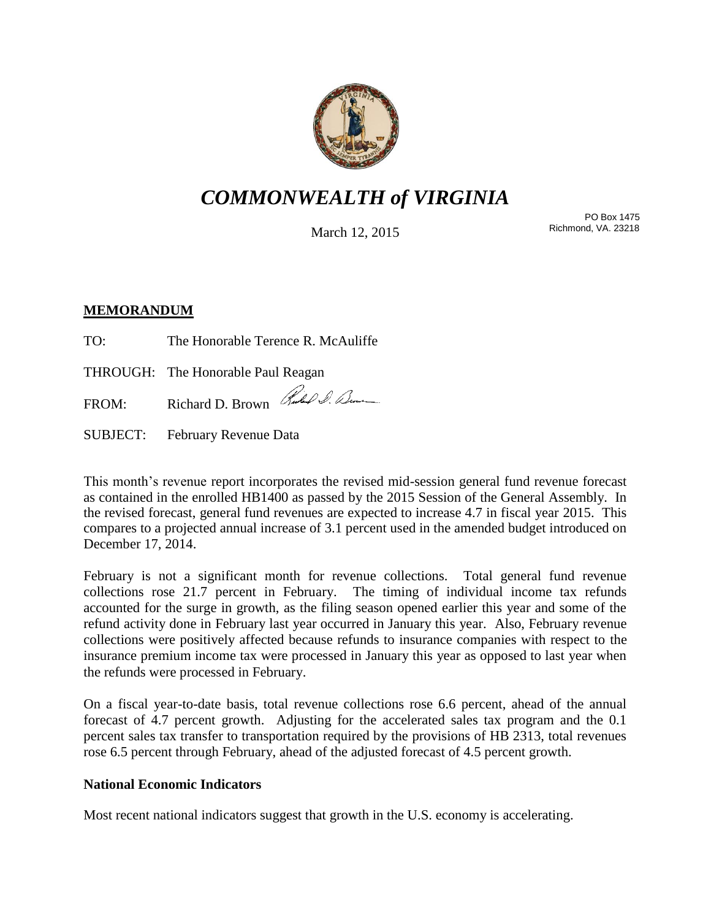# *COMMONWEALTH of VIRGINIA*

March 12, 2015

PO Box 1475
Richmond, VA. 23218

**MEMORANDUM**

TO: The Honorable Terence R. McAuliffe

THROUGH: The Honorable Paul Reagan

FROM: Richard D. Brown

SUBJECT: February Revenue Data

This month's revenue report incorporates the revised mid-session general fund revenue forecast as contained in the enrolled HB1400 as passed by the 2015 Session of the General Assembly. In the revised forecast, general fund revenues are expected to increase 4.7 in fiscal year 2015. This compares to a projected annual increase of 3.1 percent used in the amended budget introduced on December 17, 2014.

February is not a significant month for revenue collections. Total general fund revenue collections rose 21.7 percent in February. The timing of individual income tax refunds accounted for the surge in growth, as the filing season opened earlier this year and some of the refund activity done in February last year occurred in January this year. Also, February revenue collections were positively affected because refunds to insurance companies with respect to the insurance premium income tax were processed in January this year as opposed to last year when the refunds were processed in February.

On a fiscal year-to-date basis, total revenue collections rose 6.6 percent, ahead of the annual forecast of 4.7 percent growth. Adjusting for the accelerated sales tax program and the 0.1 percent sales tax transfer to transportation required by the provisions of HB 2313, total revenues rose 6.5 percent through February, ahead of the adjusted forecast of 4.5 percent growth.

**National Economic Indicators**

Most recent national indicators suggest that growth in the U.S. economy is accelerating.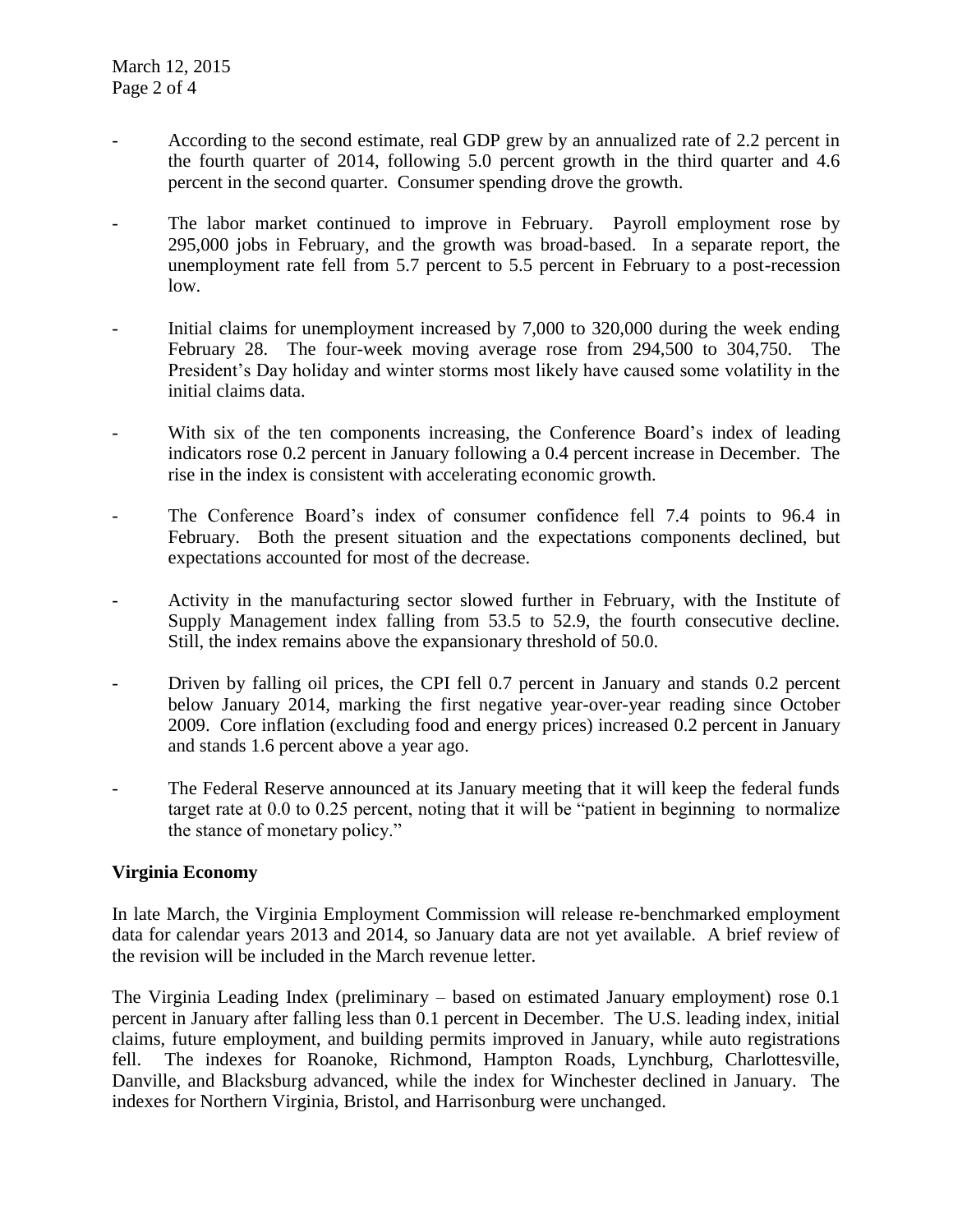- According to the second estimate, real GDP grew by an annualized rate of 2.2 percent in the fourth quarter of 2014, following 5.0 percent growth in the third quarter and 4.6 percent in the second quarter. Consumer spending drove the growth.

- The labor market continued to improve in February. Payroll employment rose by 295,000 jobs in February, and the growth was broad-based. In a separate report, the unemployment rate fell from 5.7 percent to 5.5 percent in February to a post-recession low.

- Initial claims for unemployment increased by 7,000 to 320,000 during the week ending February 28. The four-week moving average rose from 294,500 to 304,750. The President's Day holiday and winter storms most likely have caused some volatility in the initial claims data.

- With six of the ten components increasing, the Conference Board's index of leading indicators rose 0.2 percent in January following a 0.4 percent increase in December. The rise in the index is consistent with accelerating economic growth.

- The Conference Board's index of consumer confidence fell 7.4 points to 96.4 in February. Both the present situation and the expectations components declined, but expectations accounted for most of the decrease.

- Activity in the manufacturing sector slowed further in February, with the Institute of Supply Management index falling from 53.5 to 52.9, the fourth consecutive decline. Still, the index remains above the expansionary threshold of 50.0.

- Driven by falling oil prices, the CPI fell 0.7 percent in January and stands 0.2 percent below January 2014, marking the first negative year-over-year reading since October 2009. Core inflation (excluding food and energy prices) increased 0.2 percent in January and stands 1.6 percent above a year ago.

- The Federal Reserve announced at its January meeting that it will keep the federal funds target rate at 0.0 to 0.25 percent, noting that it will be "patient in beginning to normalize the stance of monetary policy."

**Virginia Economy**

In late March, the Virginia Employment Commission will release re-benchmarked employment data for calendar years 2013 and 2014, so January data are not yet available. A brief review of the revision will be included in the March revenue letter.

The Virginia Leading Index (preliminary – based on estimated January employment) rose 0.1 percent in January after falling less than 0.1 percent in December. The U.S. leading index, initial claims, future employment, and building permits improved in January, while auto registrations fell. The indexes for Roanoke, Richmond, Hampton Roads, Lynchburg, Charlottesville, Danville, and Blacksburg advanced, while the index for Winchester declined in January. The indexes for Northern Virginia, Bristol, and Harrisonburg were unchanged.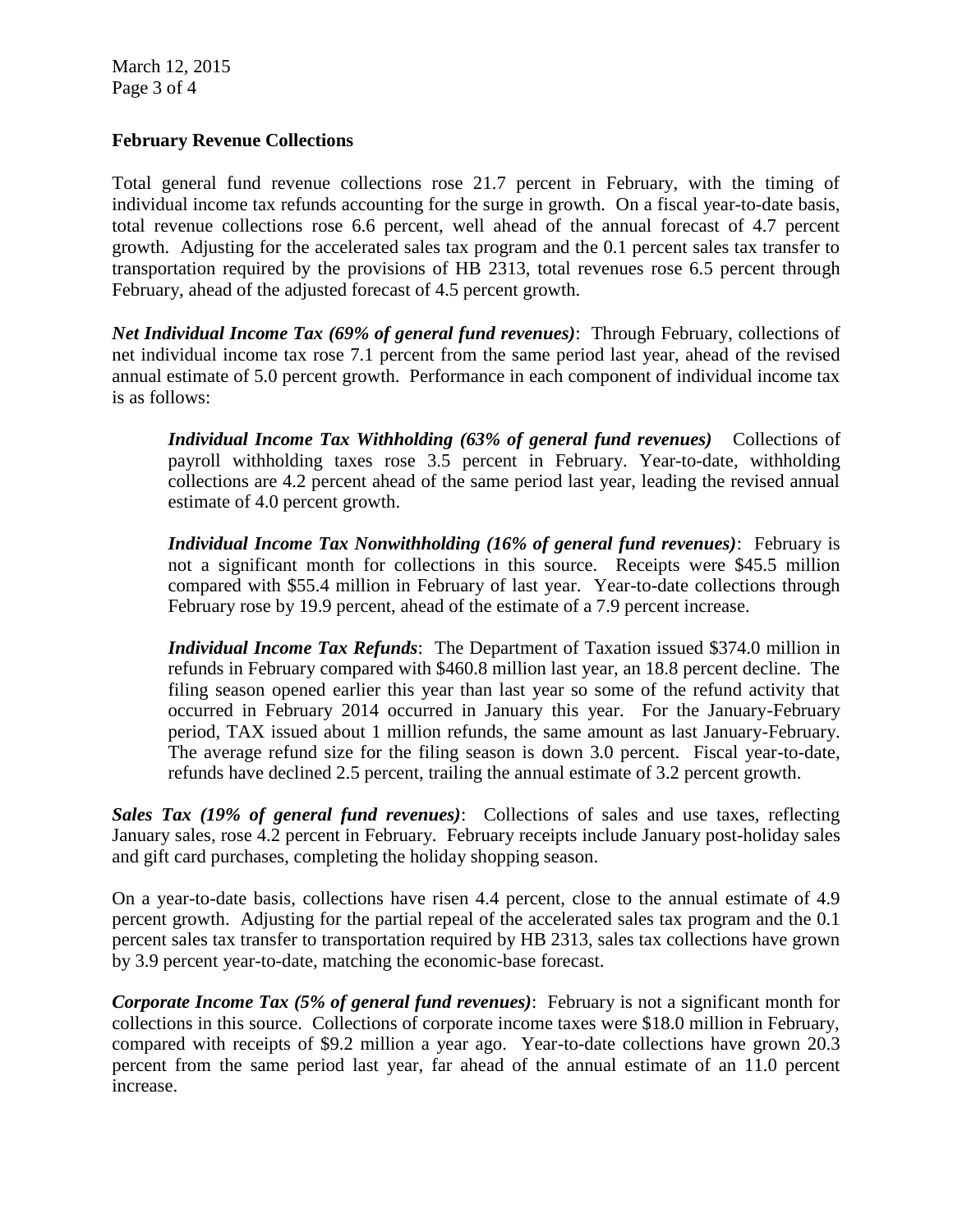## February Revenue Collections

Total general fund revenue collections rose 21.7 percent in February, with the timing of individual income tax refunds accounting for the surge in growth. On a fiscal year-to-date basis, total revenue collections rose 6.6 percent, well ahead of the annual forecast of 4.7 percent growth. Adjusting for the accelerated sales tax program and the 0.1 percent sales tax transfer to transportation required by the provisions of HB 2313, total revenues rose 6.5 percent through February, ahead of the adjusted forecast of 4.5 percent growth.

***Net Individual Income Tax (69% of general fund revenues)***: Through February, collections of net individual income tax rose 7.1 percent from the same period last year, ahead of the revised annual estimate of 5.0 percent growth. Performance in each component of individual income tax is as follows:

> ***Individual Income Tax Withholding (63% of general fund revenues)*** Collections of payroll withholding taxes rose 3.5 percent in February. Year-to-date, withholding collections are 4.2 percent ahead of the same period last year, leading the revised annual estimate of 4.0 percent growth.
>
> ***Individual Income Tax Nonwithholding (16% of general fund revenues)***: February is not a significant month for collections in this source. Receipts were $45.5 million compared with $55.4 million in February of last year. Year-to-date collections through February rose by 19.9 percent, ahead of the estimate of a 7.9 percent increase.
>
> ***Individual Income Tax Refunds***: The Department of Taxation issued $374.0 million in refunds in February compared with $460.8 million last year, an 18.8 percent decline. The filing season opened earlier this year than last year so some of the refund activity that occurred in February 2014 occurred in January this year. For the January-February period, TAX issued about 1 million refunds, the same amount as last January-February. The average refund size for the filing season is down 3.0 percent. Fiscal year-to-date, refunds have declined 2.5 percent, trailing the annual estimate of 3.2 percent growth.

***Sales Tax (19% of general fund revenues)***: Collections of sales and use taxes, reflecting January sales, rose 4.2 percent in February. February receipts include January post-holiday sales and gift card purchases, completing the holiday shopping season.

On a year-to-date basis, collections have risen 4.4 percent, close to the annual estimate of 4.9 percent growth. Adjusting for the partial repeal of the accelerated sales tax program and the 0.1 percent sales tax transfer to transportation required by HB 2313, sales tax collections have grown by 3.9 percent year-to-date, matching the economic-base forecast.

***Corporate Income Tax (5% of general fund revenues)***: February is not a significant month for collections in this source. Collections of corporate income taxes were $18.0 million in February, compared with receipts of $9.2 million a year ago. Year-to-date collections have grown 20.3 percent from the same period last year, far ahead of the annual estimate of an 11.0 percent increase.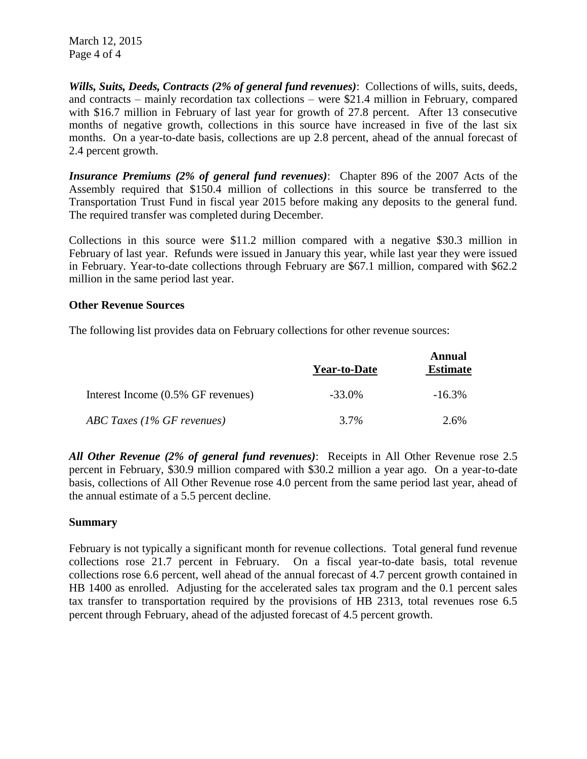***Wills, Suits, Deeds, Contracts (2% of general fund revenues)***: Collections of wills, suits, deeds, and contracts – mainly recordation tax collections – were $21.4 million in February, compared with $16.7 million in February of last year for growth of 27.8 percent. After 13 consecutive months of negative growth, collections in this source have increased in five of the last six months. On a year-to-date basis, collections are up 2.8 percent, ahead of the annual forecast of 2.4 percent growth.

***Insurance Premiums (2% of general fund revenues)***: Chapter 896 of the 2007 Acts of the Assembly required that $150.4 million of collections in this source be transferred to the Transportation Trust Fund in fiscal year 2015 before making any deposits to the general fund. The required transfer was completed during December.

Collections in this source were $11.2 million compared with a negative $30.3 million in February of last year. Refunds were issued in January this year, while last year they were issued in February. Year-to-date collections through February are $67.1 million, compared with $62.2 million in the same period last year.

**Other Revenue Sources**

The following list provides data on February collections for other revenue sources:

| | Year-to-Date | Annual Estimate |
|---|---|---|
| Interest Income (0.5% GF revenues) | -33.0% | -16.3% |
| *ABC Taxes (1% GF revenues)* | *3.7%* | 2.6% |

***All Other Revenue (2% of general fund revenues)***: Receipts in All Other Revenue rose 2.5 percent in February, $30.9 million compared with $30.2 million a year ago. On a year-to-date basis, collections of All Other Revenue rose 4.0 percent from the same period last year, ahead of the annual estimate of a 5.5 percent decline.

**Summary**

February is not typically a significant month for revenue collections. Total general fund revenue collections rose 21.7 percent in February. On a fiscal year-to-date basis, total revenue collections rose 6.6 percent, well ahead of the annual forecast of 4.7 percent growth contained in HB 1400 as enrolled. Adjusting for the accelerated sales tax program and the 0.1 percent sales tax transfer to transportation required by the provisions of HB 2313, total revenues rose 6.5 percent through February, ahead of the adjusted forecast of 4.5 percent growth.